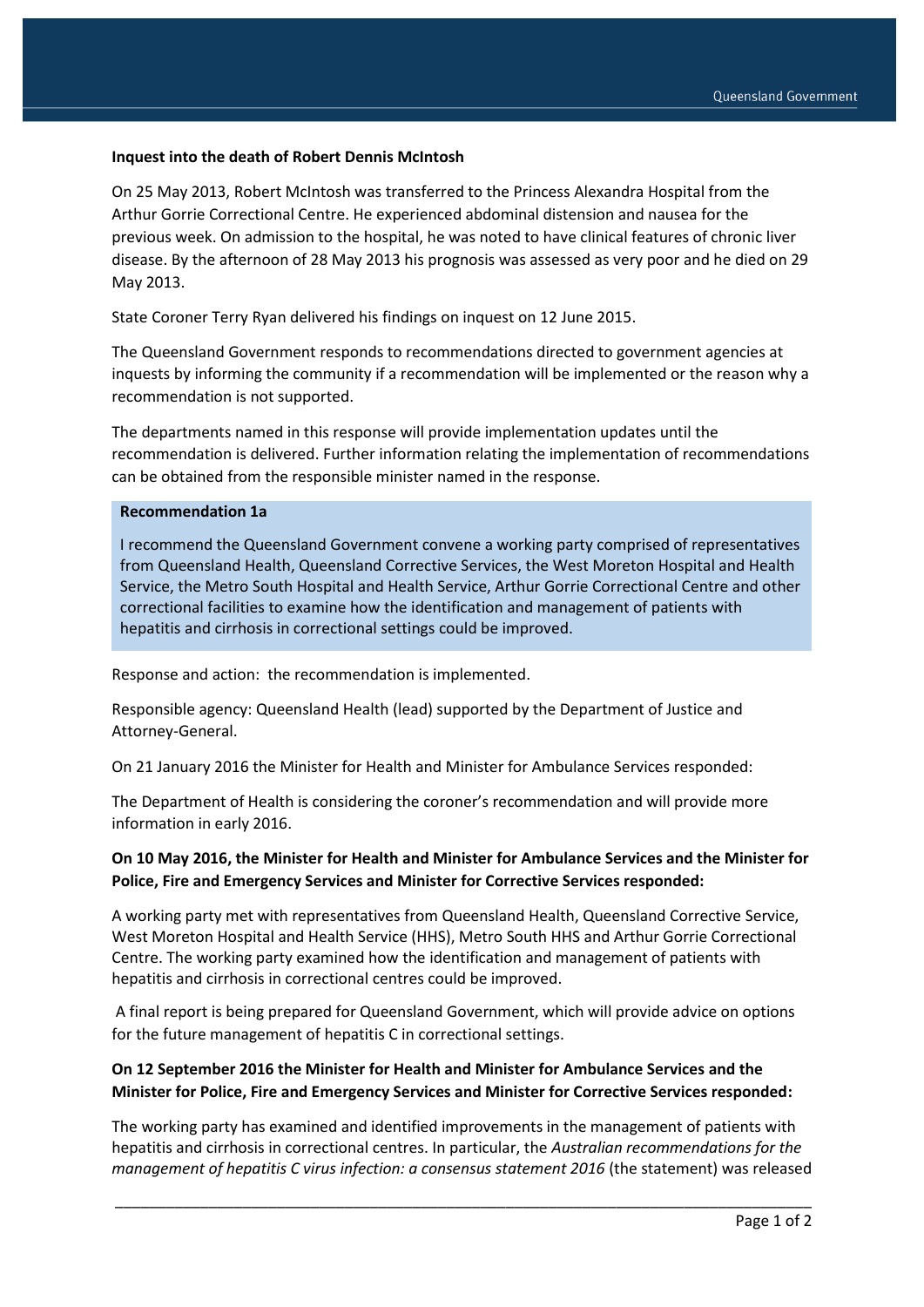**Inquest into the death of Robert Dennis McIntosh**

On 25 May 2013, Robert McIntosh was transferred to the Princess Alexandra Hospital from the Arthur Gorrie Correctional Centre. He experienced abdominal distension and nausea for the previous week. On admission to the hospital, he was noted to have clinical features of chronic liver disease. By the afternoon of 28 May 2013 his prognosis was assessed as very poor and he died on 29 May 2013.

State Coroner Terry Ryan delivered his findings on inquest on 12 June 2015.

The Queensland Government responds to recommendations directed to government agencies at inquests by informing the community if a recommendation will be implemented or the reason why a recommendation is not supported.

The departments named in this response will provide implementation updates until the recommendation is delivered. Further information relating the implementation of recommendations can be obtained from the responsible minister named in the response.

**Recommendation 1a**

I recommend the Queensland Government convene a working party comprised of representatives from Queensland Health, Queensland Corrective Services, the West Moreton Hospital and Health Service, the Metro South Hospital and Health Service, Arthur Gorrie Correctional Centre and other correctional facilities to examine how the identification and management of patients with hepatitis and cirrhosis in correctional settings could be improved.

Response and action: the recommendation is implemented.

Responsible agency: Queensland Health (lead) supported by the Department of Justice and Attorney-General.

On 21 January 2016 the Minister for Health and Minister for Ambulance Services responded:

The Department of Health is considering the coroner's recommendation and will provide more information in early 2016.

**On 10 May 2016, the Minister for Health and Minister for Ambulance Services and the Minister for Police, Fire and Emergency Services and Minister for Corrective Services responded:**

A working party met with representatives from Queensland Health, Queensland Corrective Service, West Moreton Hospital and Health Service (HHS), Metro South HHS and Arthur Gorrie Correctional Centre. The working party examined how the identification and management of patients with hepatitis and cirrhosis in correctional centres could be improved.

A final report is being prepared for Queensland Government, which will provide advice on options for the future management of hepatitis C in correctional settings.

**On 12 September 2016 the Minister for Health and Minister for Ambulance Services and the Minister for Police, Fire and Emergency Services and Minister for Corrective Services responded:**

The working party has examined and identified improvements in the management of patients with hepatitis and cirrhosis in correctional centres. In particular, the *Australian recommendations for the management of hepatitis C virus infection: a consensus statement 2016* (the statement) was released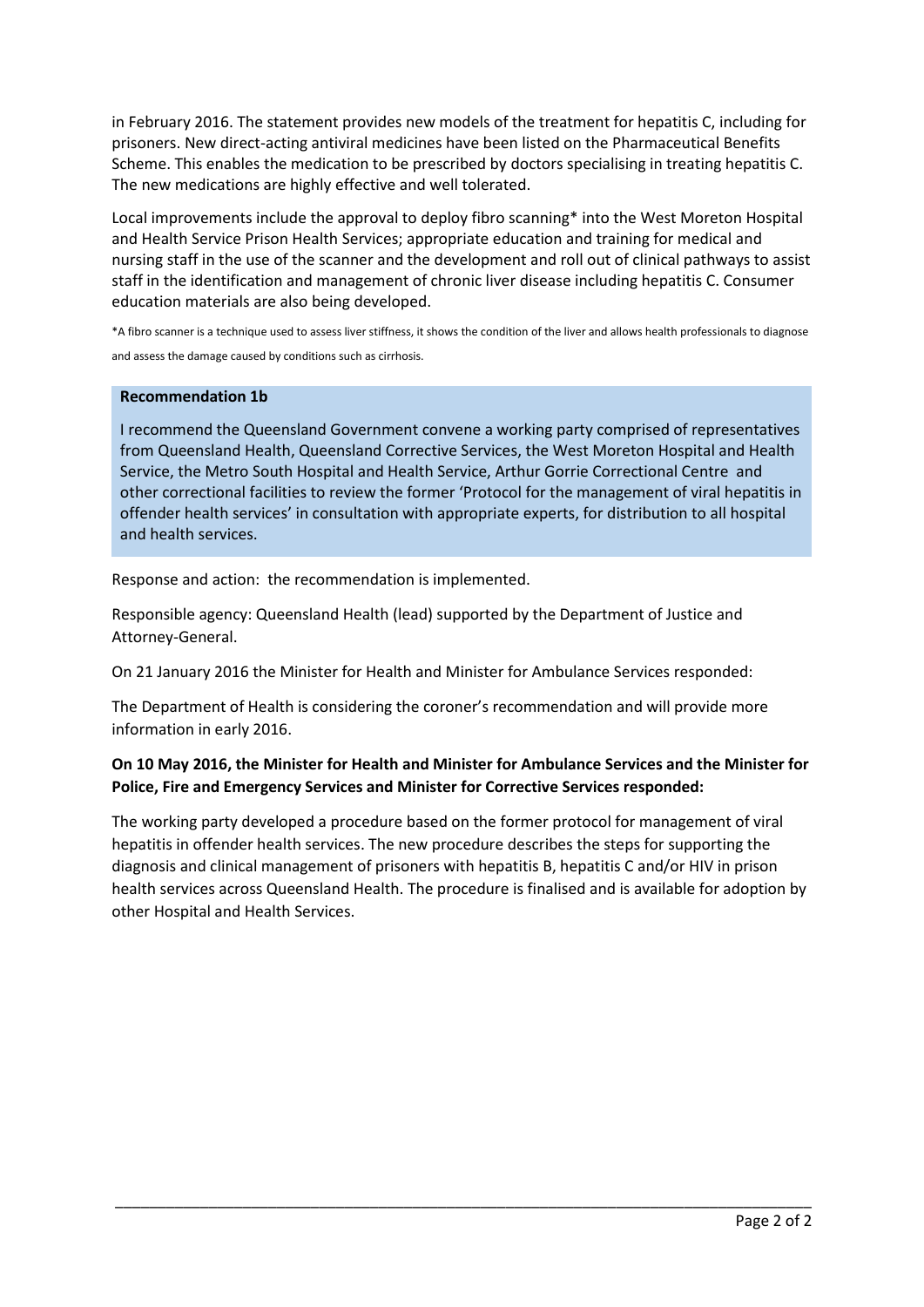in February 2016. The statement provides new models of the treatment for hepatitis C, including for prisoners. New direct-acting antiviral medicines have been listed on the Pharmaceutical Benefits Scheme. This enables the medication to be prescribed by doctors specialising in treating hepatitis C. The new medications are highly effective and well tolerated.

Local improvements include the approval to deploy fibro scanning* into the West Moreton Hospital and Health Service Prison Health Services; appropriate education and training for medical and nursing staff in the use of the scanner and the development and roll out of clinical pathways to assist staff in the identification and management of chronic liver disease including hepatitis C. Consumer education materials are also being developed.

*A fibro scanner is a technique used to assess liver stiffness, it shows the condition of the liver and allows health professionals to diagnose and assess the damage caused by conditions such as cirrhosis.

**Recommendation 1b**

I recommend the Queensland Government convene a working party comprised of representatives from Queensland Health, Queensland Corrective Services, the West Moreton Hospital and Health Service, the Metro South Hospital and Health Service, Arthur Gorrie Correctional Centre and other correctional facilities to review the former 'Protocol for the management of viral hepatitis in offender health services' in consultation with appropriate experts, for distribution to all hospital and health services.

Response and action: the recommendation is implemented.

Responsible agency: Queensland Health (lead) supported by the Department of Justice and Attorney-General.

On 21 January 2016 the Minister for Health and Minister for Ambulance Services responded:

The Department of Health is considering the coroner's recommendation and will provide more information in early 2016.

**On 10 May 2016, the Minister for Health and Minister for Ambulance Services and the Minister for Police, Fire and Emergency Services and Minister for Corrective Services responded:**

The working party developed a procedure based on the former protocol for management of viral hepatitis in offender health services. The new procedure describes the steps for supporting the diagnosis and clinical management of prisoners with hepatitis B, hepatitis C and/or HIV in prison health services across Queensland Health. The procedure is finalised and is available for adoption by other Hospital and Health Services.